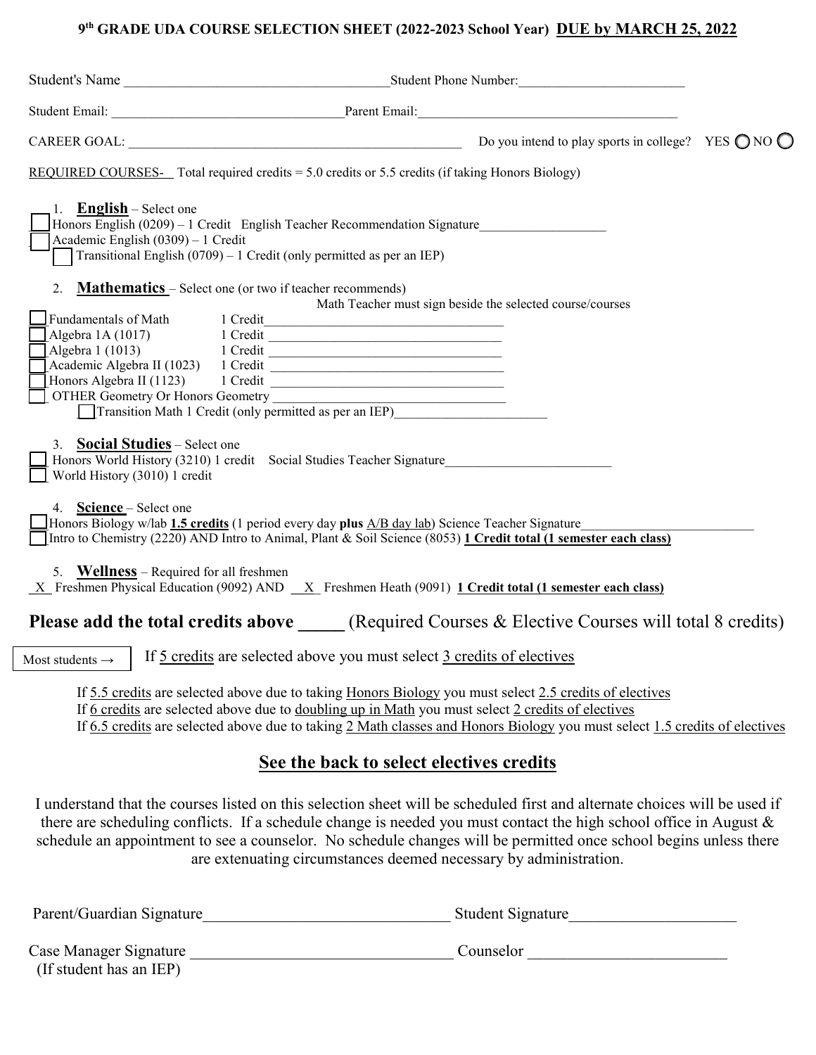# 9th GRADE UDA COURSE SELECTION SHEET (2022-2023 School Year) DUE by MARCH 25, 2022

Student's Name ______________________________________ Student Phone Number: ________________________

Student Email: ___________________________________ Parent Email: ______________________________________

CAREER GOAL: _________________________________________________ Do you intend to play sports in college? YES ◯ NO ◯

REQUIRED COURSES- Total required credits = 5.0 credits or 5.5 credits (if taking Honors Biology)

1. **English** – Select one
   - ☐ Honors English (0209) – 1 Credit English Teacher Recommendation Signature __________________
   - ☐ Academic English (0309) – 1 Credit
     - ☐ Transitional English (0709) – 1 Credit (only permitted as per an IEP)

2. **Mathematics** – Select one (or two if teacher recommends)

   Math Teacher must sign beside the selected course/courses
   - ☐ Fundamentals of Math 1 Credit ___________________________________
   - ☐ Algebra 1A (1017) 1 Credit ___________________________________
   - ☐ Algebra 1 (1013) 1 Credit ___________________________________
   - ☐ Academic Algebra II (1023) 1 Credit ___________________________________
   - ☐ Honors Algebra II (1123) 1 Credit ___________________________________
   - ☐ OTHER Geometry Or Honors Geometry ___________________________________
     - ☐ Transition Math 1 Credit (only permitted as per an IEP) ______________________

3. **Social Studies** – Select one
   - ☐ Honors World History (3210) 1 credit Social Studies Teacher Signature _________________________
   - ☐ World History (3010) 1 credit

4. **Science** – Select one
   - ☐ Honors Biology w/lab **1.5 credits** (1 period every day **plus** A/B day lab) Science Teacher Signature __________________________
   - ☐ Intro to Chemistry (2220) AND Intro to Animal, Plant & Soil Science (8053) **1 Credit total (1 semester each class)**

5. **Wellness** – Required for all freshmen

   _X_ Freshmen Physical Education (9092) AND __X_ Freshmen Heath (9091) **1 Credit total (1 semester each class)**

## Please add the total credits above _____ (Required Courses & Elective Courses will total 8 credits)

Most students → If 5 credits are selected above you must select 3 credits of electives

If 5.5 credits are selected above due to taking Honors Biology you must select 2.5 credits of electives
If 6 credits are selected above due to doubling up in Math you must select 2 credits of electives
If 6.5 credits are selected above due to taking 2 Math classes and Honors Biology you must select 1.5 credits of electives

## See the back to select electives credits

I understand that the courses listed on this selection sheet will be scheduled first and alternate choices will be used if there are scheduling conflicts. If a schedule change is needed you must contact the high school office in August & schedule an appointment to see a counselor. No schedule changes will be permitted once school begins unless there are extenuating circumstances deemed necessary by administration.

Parent/Guardian Signature ______________________________ Student Signature _____________________

Case Manager Signature ________________________________ Counselor ________________________
(If student has an IEP)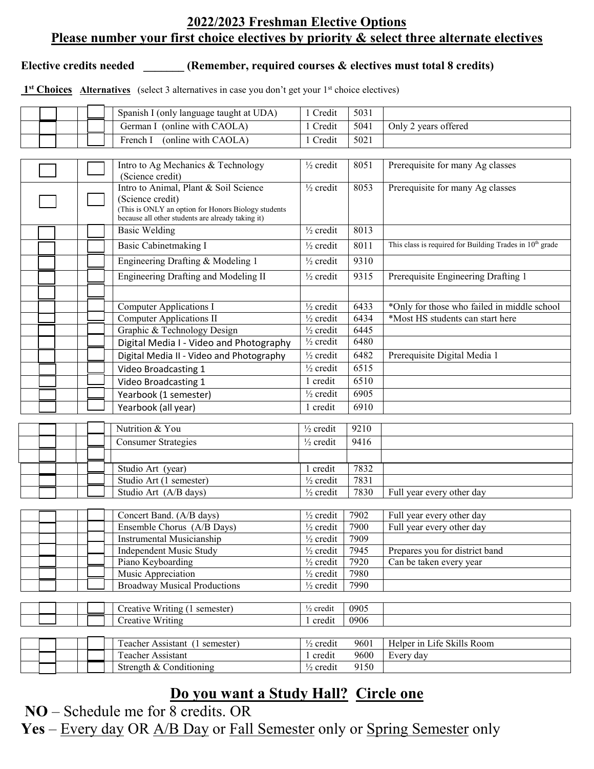## 2022/2023 Freshman Elective Options

## Please number your first choice electives by priority & select three alternate electives

**Elective credits needed _______ (Remember, required courses & electives must total 8 credits)**

**1st Choices** **Alternatives** (select 3 alternatives in case you don't get your 1st choice electives)

| 1st Choices | Alternatives | Course | Credit | Code | Notes |
|---|---|---|---|---|---|
| ☐ | ☐ | Spanish I (only language taught at UDA) | 1 Credit | 5031 | |
| ☐ | ☐ | German I (online with CAOLA) | 1 Credit | 5041 | Only 2 years offered |
| ☐ | ☐ | French I (online with CAOLA) | 1 Credit | 5021 | |
| ☐ | ☐ | Intro to Ag Mechanics & Technology (Science credit) | ½ credit | 8051 | Prerequisite for many Ag classes |
| ☐ | ☐ | Intro to Animal, Plant & Soil Science (Science credit) (This is ONLY an option for Honors Biology students because all other students are already taking it) | ½ credit | 8053 | Prerequisite for many Ag classes |
| ☐ | ☐ | Basic Welding | ½ credit | 8013 | |
| ☐ | ☐ | Basic Cabinetmaking I | ½ credit | 8011 | This class is required for Building Trades in 10th grade |
| ☐ | ☐ | Engineering Drafting & Modeling 1 | ½ credit | 9310 | |
| ☐ | ☐ | Engineering Drafting and Modeling II | ½ credit | 9315 | Prerequisite Engineering Drafting 1 |
| ☐ | ☐ | | | | |
| ☐ | ☐ | Computer Applications I | ½ credit | 6433 | *Only for those who failed in middle school |
| ☐ | ☐ | Computer Applications II | ½ credit | 6434 | *Most HS students can start here |
| ☐ | ☐ | Graphic & Technology Design | ½ credit | 6445 | |
| ☐ | ☐ | Digital Media I - Video and Photography | ½ credit | 6480 | |
| ☐ | ☐ | Digital Media II - Video and Photography | ½ credit | 6482 | Prerequisite Digital Media 1 |
| ☐ | ☐ | Video Broadcasting 1 | ½ credit | 6515 | |
| ☐ | ☐ | Video Broadcasting 1 | 1 credit | 6510 | |
| ☐ | ☐ | Yearbook (1 semester) | ½ credit | 6905 | |
| ☐ | ☐ | Yearbook (all year) | 1 credit | 6910 | |
| ☐ | ☐ | Nutrition & You | ½ credit | 9210 | |
| ☐ | ☐ | Consumer Strategies | ½ credit | 9416 | |
| ☐ | ☐ | | | | |
| ☐ | ☐ | Studio Art (year) | 1 credit | 7832 | |
| ☐ | ☐ | Studio Art (1 semester) | ½ credit | 7831 | |
| ☐ | ☐ | Studio Art (A/B days) | ½ credit | 7830 | Full year every other day |
| ☐ | ☐ | Concert Band. (A/B days) | ½ credit | 7902 | Full year every other day |
| ☐ | ☐ | Ensemble Chorus (A/B Days) | ½ credit | 7900 | Full year every other day |
| ☐ | ☐ | Instrumental Musicianship | ½ credit | 7909 | |
| ☐ | ☐ | Independent Music Study | ½ credit | 7945 | Prepares you for district band |
| ☐ | ☐ | Piano Keyboarding | ½ credit | 7920 | Can be taken every year |
| ☐ | ☐ | Music Appreciation | ½ credit | 7980 | |
| ☐ | ☐ | Broadway Musical Productions | ½ credit | 7990 | |
| ☐ | ☐ | Creative Writing (1 semester) | ½ credit | 0905 | |
| ☐ | ☐ | Creative Writing | 1 credit | 0906 | |
| ☐ | ☐ | Teacher Assistant (1 semester) | ½ credit | 9601 | Helper in Life Skills Room |
| ☐ | ☐ | Teacher Assistant | 1 credit | 9600 | Every day |
| ☐ | ☐ | Strength & Conditioning | ½ credit | 9150 | |

## Do you want a Study Hall? Circle one

**NO** – Schedule me for 8 credits. OR

**Yes** – Every day OR A/B Day or Fall Semester only or Spring Semester only